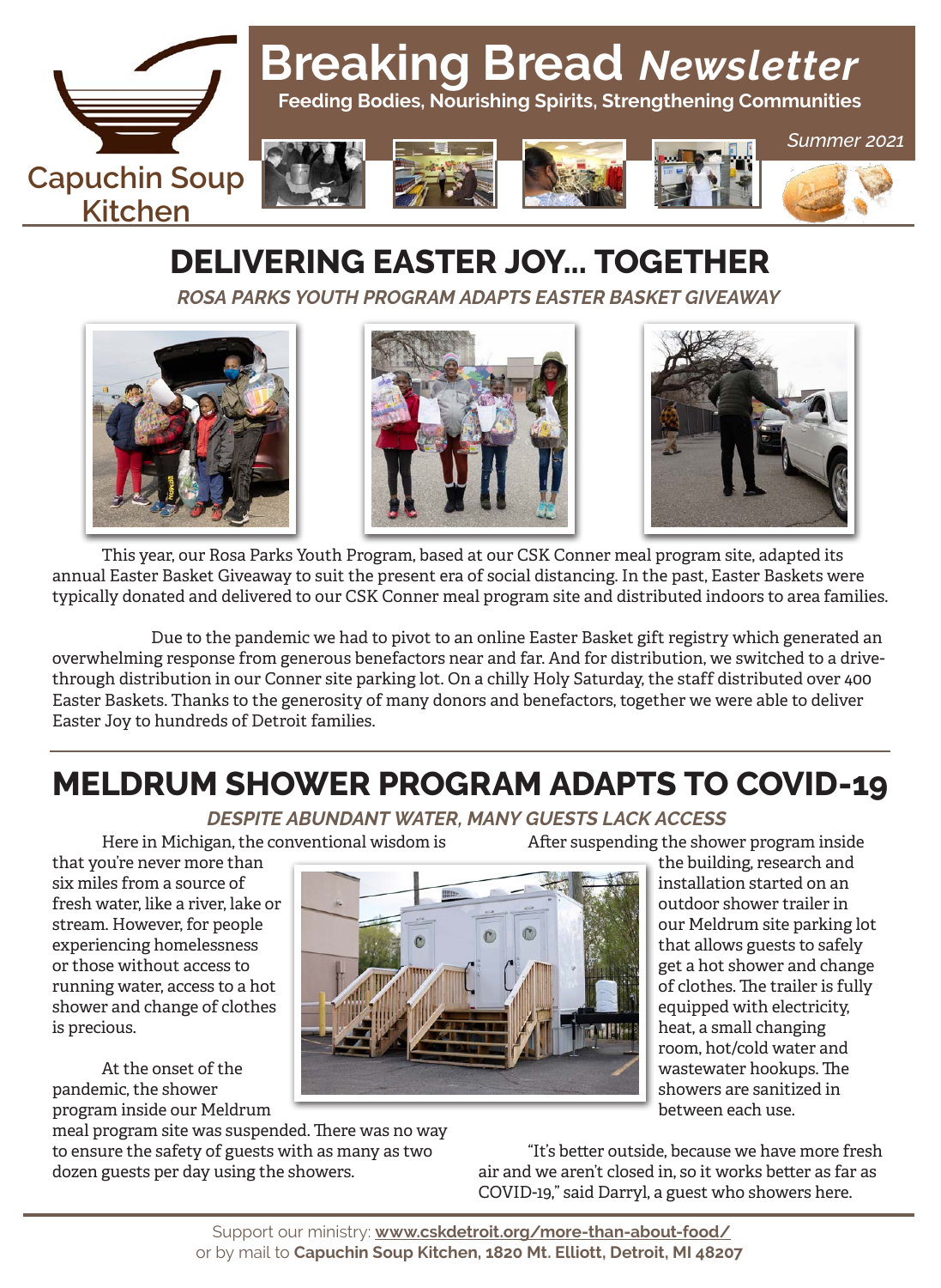Capuchin Soup Kitchen

# Breaking Bread *Newsletter*

**Feeding Bodies, Nourishing Spirits, Strengthening Communities**

*Summer 2021*

## DELIVERING EASTER JOY... TOGETHER

***ROSA PARKS YOUTH PROGRAM ADAPTS EASTER BASKET GIVEAWAY***

This year, our Rosa Parks Youth Program, based at our CSK Conner meal program site, adapted its annual Easter Basket Giveaway to suit the present era of social distancing. In the past, Easter Baskets were typically donated and delivered to our CSK Conner meal program site and distributed indoors to area families.

Due to the pandemic we had to pivot to an online Easter Basket gift registry which generated an overwhelming response from generous benefactors near and far. And for distribution, we switched to a drive-through distribution in our Conner site parking lot. On a chilly Holy Saturday, the staff distributed over 400 Easter Baskets. Thanks to the generosity of many donors and benefactors, together we were able to deliver Easter Joy to hundreds of Detroit families.

## MELDRUM SHOWER PROGRAM ADAPTS TO COVID-19

***DESPITE ABUNDANT WATER, MANY GUESTS LACK ACCESS***

Here in Michigan, the conventional wisdom is that you're never more than six miles from a source of fresh water, like a river, lake or stream. However, for people experiencing homelessness or those without access to running water, access to a hot shower and change of clothes is precious.

At the onset of the pandemic, the shower program inside our Meldrum meal program site was suspended. There was no way to ensure the safety of guests with as many as two dozen guests per day using the showers.

After suspending the shower program inside the building, research and installation started on an outdoor shower trailer in our Meldrum site parking lot that allows guests to safely get a hot shower and change of clothes. The trailer is fully equipped with electricity, heat, a small changing room, hot/cold water and wastewater hookups. The showers are sanitized in between each use.

"It's better outside, because we have more fresh air and we aren't closed in, so it works better as far as COVID-19," said Darryl, a guest who showers here.

Support our ministry: **www.cskdetroit.org/more-than-about-food/** or by mail to **Capuchin Soup Kitchen, 1820 Mt. Elliott, Detroit, MI 48207**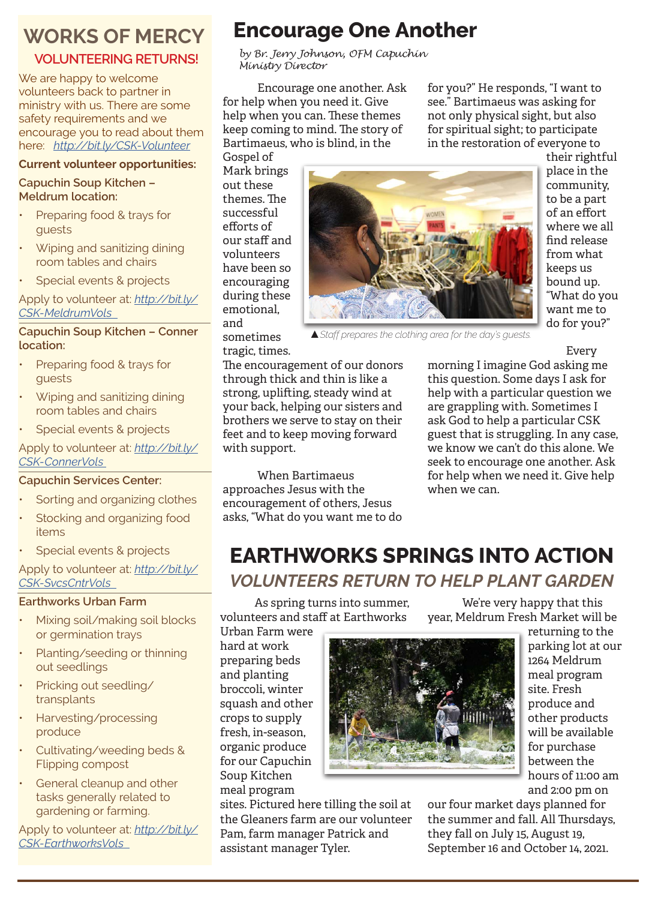## WORKS OF MERCY

### VOLUNTEERING RETURNS!

We are happy to welcome volunteers back to partner in ministry with us. There are some safety requirements and we encourage you to read about them here: http://bit.ly/CSK-Volunteer

**Current volunteer opportunities:**

**Capuchin Soup Kitchen – Meldrum location:**

- Preparing food & trays for guests
- Wiping and sanitizing dining room tables and chairs
- Special events & projects

Apply to volunteer at: http://bit.ly/CSK-MeldrumVols

**Capuchin Soup Kitchen – Conner location:**

- Preparing food & trays for guests
- Wiping and sanitizing dining room tables and chairs
- Special events & projects

Apply to volunteer at: http://bit.ly/CSK-ConnerVols

**Capuchin Services Center:**

- Sorting and organizing clothes
- Stocking and organizing food items
- Special events & projects

Apply to volunteer at: http://bit.ly/CSK-SvcsCntrVols

**Earthworks Urban Farm**

- Mixing soil/making soil blocks or germination trays
- Planting/seeding or thinning out seedlings
- Pricking out seedling/transplants
- Harvesting/processing produce
- Cultivating/weeding beds & Flipping compost
- General cleanup and other tasks generally related to gardening or farming.

Apply to volunteer at: http://bit.ly/CSK-EarthworksVols

# Encourage One Another

*by Br. Jerry Johnson, OFM Capuchin*
*Ministry Director*

Encourage one another. Ask for help when you need it. Give help when you can. These themes keep coming to mind. The story of Bartimaeus, who is blind, in the Gospel of Mark brings out these themes. The successful efforts of our staff and volunteers have been so encouraging during these emotional, and sometimes tragic, times. The encouragement of our donors through thick and thin is like a strong, uplifting, steady wind at your back, helping our sisters and brothers we serve to stay on their feet and to keep moving forward with support.

When Bartimaeus approaches Jesus with the encouragement of others, Jesus asks, "What do you want me to do for you?" He responds, "I want to see." Bartimaeus was asking for not only physical sight, but also for spiritual sight; to participate in the restoration of everyone to their rightful place in the community, to be a part of an effort where we all find release from what keeps us bound up. "What do you want me to do for you?"

▲ *Staff prepares the clothing area for the day's guests.*

Every morning I imagine God asking me this question. Some days I ask for help with a particular question we are grappling with. Sometimes I ask God to help a particular CSK guest that is struggling. In any case, we know we can't do this alone. We seek to encourage one another. Ask for help when we need it. Give help when we can.

# EARTHWORKS SPRINGS INTO ACTION

## *VOLUNTEERS RETURN TO HELP PLANT GARDEN*

As spring turns into summer, volunteers and staff at Earthworks Urban Farm were hard at work preparing beds and planting broccoli, winter squash and other crops to supply fresh, in-season, organic produce for our Capuchin Soup Kitchen meal program sites. Pictured here tilling the soil at the Gleaners farm are our volunteer Pam, farm manager Patrick and assistant manager Tyler.

We're very happy that this year, Meldrum Fresh Market will be returning to the parking lot at our 1264 Meldrum meal program site. Fresh produce and other products will be available for purchase between the hours of 11:00 am and 2:00 pm on our four market days planned for the summer and fall. All Thursdays, they fall on July 15, August 19, September 16 and October 14, 2021.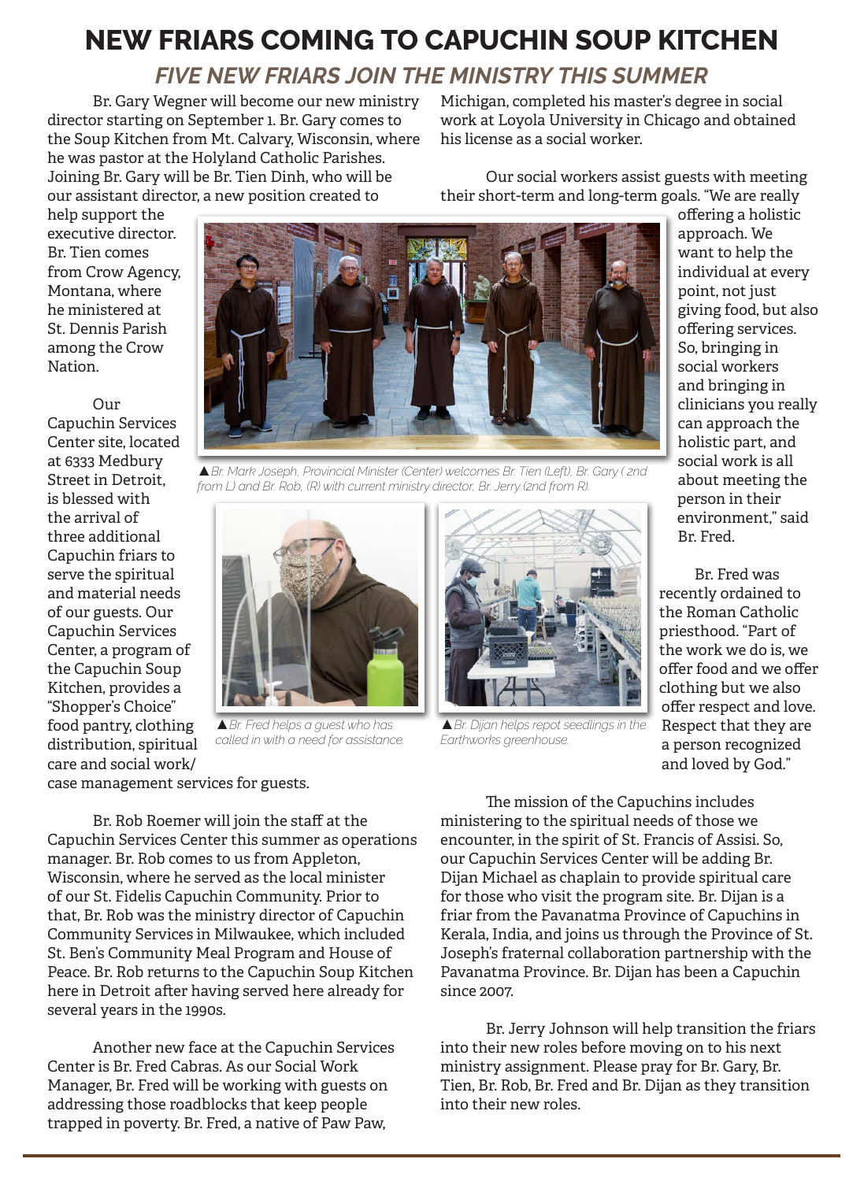# NEW FRIARS COMING TO CAPUCHIN SOUP KITCHEN

## *FIVE NEW FRIARS JOIN THE MINISTRY THIS SUMMER*

Br. Gary Wegner will become our new ministry director starting on September 1. Br. Gary comes to the Soup Kitchen from Mt. Calvary, Wisconsin, where he was pastor at the Holyland Catholic Parishes. Joining Br. Gary will be Br. Tien Dinh, who will be our assistant director, a new position created to help support the executive director. Br. Tien comes from Crow Agency, Montana, where he ministered at St. Dennis Parish among the Crow Nation.

Our Capuchin Services Center site, located at 6333 Medbury Street in Detroit, is blessed with the arrival of three additional Capuchin friars to serve the spiritual and material needs of our guests. Our Capuchin Services Center, a program of the Capuchin Soup Kitchen, provides a "Shopper's Choice" food pantry, clothing distribution, spiritual care and social work/case management services for guests.

*▲Br. Mark Joseph, Provincial Minister (Center) welcomes Br. Tien (Left), Br. Gary ( 2nd from L) and Br. Rob, (R) with current ministry director, Br. Jerry (2nd from R).*

*▲Br. Fred helps a guest who has called in with a need for assistance.*

*▲Br. Dijan helps repot seedlings in the Earthworks greenhouse.*

Br. Rob Roemer will join the staff at the Capuchin Services Center this summer as operations manager. Br. Rob comes to us from Appleton, Wisconsin, where he served as the local minister of our St. Fidelis Capuchin Community. Prior to that, Br. Rob was the ministry director of Capuchin Community Services in Milwaukee, which included St. Ben's Community Meal Program and House of Peace. Br. Rob returns to the Capuchin Soup Kitchen here in Detroit after having served here already for several years in the 1990s.

Another new face at the Capuchin Services Center is Br. Fred Cabras. As our Social Work Manager, Br. Fred will be working with guests on addressing those roadblocks that keep people trapped in poverty. Br. Fred, a native of Paw Paw, Michigan, completed his master's degree in social work at Loyola University in Chicago and obtained his license as a social worker.

Our social workers assist guests with meeting their short-term and long-term goals. "We are really offering a holistic approach. We want to help the individual at every point, not just giving food, but also offering services. So, bringing in social workers and bringing in clinicians you really can approach the holistic part, and social work is all about meeting the person in their environment," said Br. Fred.

Br. Fred was recently ordained to the Roman Catholic priesthood. "Part of the work we do is, we offer food and we offer clothing but we also offer respect and love. Respect that they are a person recognized and loved by God."

The mission of the Capuchins includes ministering to the spiritual needs of those we encounter, in the spirit of St. Francis of Assisi. So, our Capuchin Services Center will be adding Br. Dijan Michael as chaplain to provide spiritual care for those who visit the program site. Br. Dijan is a friar from the Pavanatma Province of Capuchins in Kerala, India, and joins us through the Province of St. Joseph's fraternal collaboration partnership with the Pavanatma Province. Br. Dijan has been a Capuchin since 2007.

Br. Jerry Johnson will help transition the friars into their new roles before moving on to his next ministry assignment. Please pray for Br. Gary, Br. Tien, Br. Rob, Br. Fred and Br. Dijan as they transition into their new roles.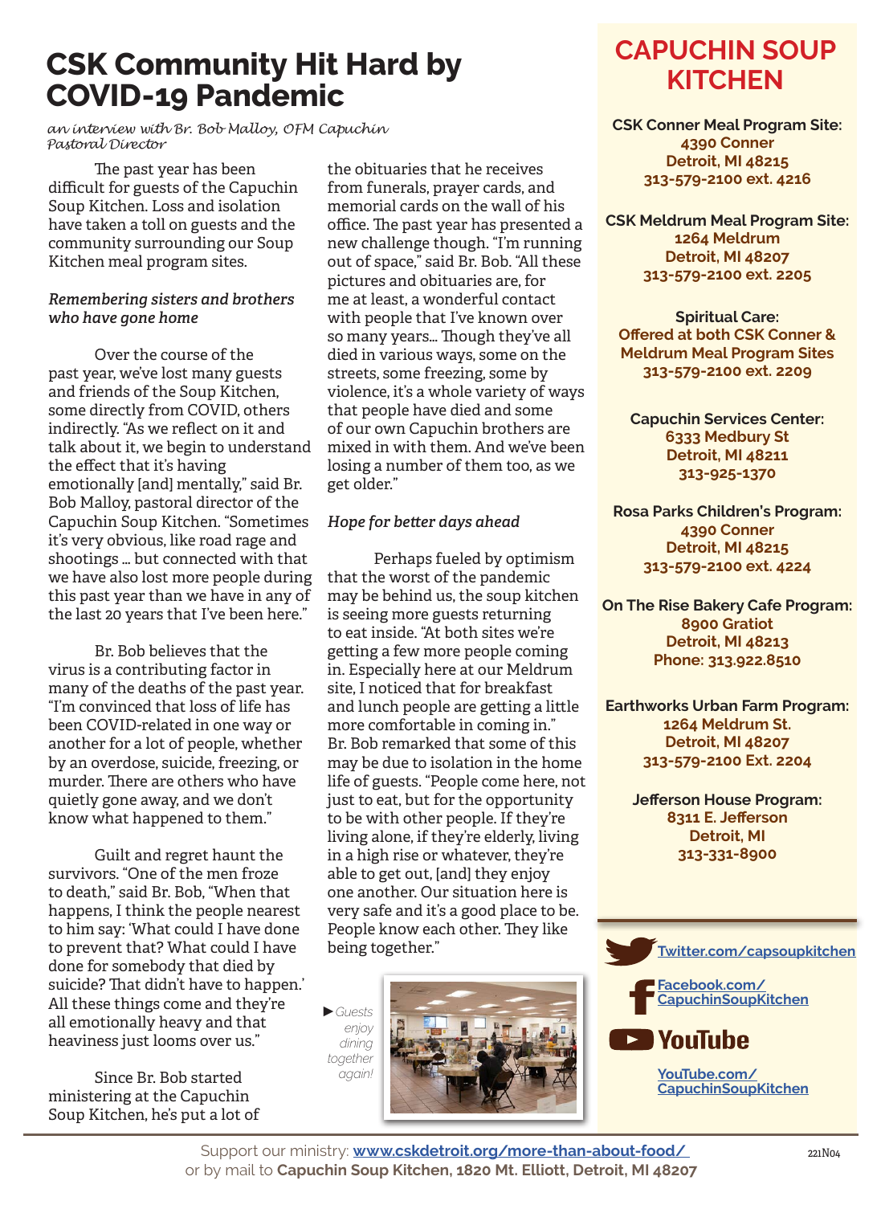# CSK Community Hit Hard by COVID-19 Pandemic

*an interview with Br. Bob Malloy, OFM Capuchin Pastoral Director*

The past year has been difficult for guests of the Capuchin Soup Kitchen. Loss and isolation have taken a toll on guests and the community surrounding our Soup Kitchen meal program sites.

### *Remembering sisters and brothers who have gone home*

Over the course of the past year, we've lost many guests and friends of the Soup Kitchen, some directly from COVID, others indirectly. "As we reflect on it and talk about it, we begin to understand the effect that it's having emotionally [and] mentally," said Br. Bob Malloy, pastoral director of the Capuchin Soup Kitchen. "Sometimes it's very obvious, like road rage and shootings … but connected with that we have also lost more people during this past year than we have in any of the last 20 years that I've been here."

Br. Bob believes that the virus is a contributing factor in many of the deaths of the past year. "I'm convinced that loss of life has been COVID-related in one way or another for a lot of people, whether by an overdose, suicide, freezing, or murder. There are others who have quietly gone away, and we don't know what happened to them."

Guilt and regret haunt the survivors. "One of the men froze to death," said Br. Bob, "When that happens, I think the people nearest to him say: 'What could I have done to prevent that? What could I have done for somebody that died by suicide? That didn't have to happen.' All these things come and they're all emotionally heavy and that heaviness just looms over us."

Since Br. Bob started ministering at the Capuchin Soup Kitchen, he's put a lot of the obituaries that he receives from funerals, prayer cards, and memorial cards on the wall of his office. The past year has presented a new challenge though. "I'm running out of space," said Br. Bob. "All these pictures and obituaries are, for me at least, a wonderful contact with people that I've known over so many years… Though they've all died in various ways, some on the streets, some freezing, some by violence, it's a whole variety of ways that people have died and some of our own Capuchin brothers are mixed in with them. And we've been losing a number of them too, as we get older."

### *Hope for better days ahead*

Perhaps fueled by optimism that the worst of the pandemic may be behind us, the soup kitchen is seeing more guests returning to eat inside. "At both sites we're getting a few more people coming in. Especially here at our Meldrum site, I noticed that for breakfast and lunch people are getting a little more comfortable in coming in." Br. Bob remarked that some of this may be due to isolation in the home life of guests. "People come here, not just to eat, but for the opportunity to be with other people. If they're living alone, if they're elderly, living in a high rise or whatever, they're able to get out, [and] they enjoy one another. Our situation here is very safe and it's a good place to be. People know each other. They like being together."

► *Guests enjoy dining together again!*

## CAPUCHIN SOUP KITCHEN

**CSK Conner Meal Program Site:**
4390 Conner
Detroit, MI 48215
313-579-2100 ext. 4216

**CSK Meldrum Meal Program Site:**
1264 Meldrum
Detroit, MI 48207
313-579-2100 ext. 2205

**Spiritual Care:**
Offered at both CSK Conner & Meldrum Meal Program Sites
313-579-2100 ext. 2209

**Capuchin Services Center:**
6333 Medbury St
Detroit, MI 48211
313-925-1370

**Rosa Parks Children's Program:**
4390 Conner
Detroit, MI 48215
313-579-2100 ext. 4224

**On The Rise Bakery Cafe Program:**
8900 Gratiot
Detroit, MI 48213
Phone: 313.922.8510

**Earthworks Urban Farm Program:**
1264 Meldrum St.
Detroit, MI 48207
313-579-2100 Ext. 2204

**Jefferson House Program:**
8311 E. Jefferson
Detroit, MI
313-331-8900

Twitter.com/capsoupkitchen

Facebook.com/CapuchinSoupKitchen

YouTube.com/CapuchinSoupKitchen

Support our ministry: **www.cskdetroit.org/more-than-about-food/**
or by mail to **Capuchin Soup Kitchen, 1820 Mt. Elliott, Detroit, MI 48207**

221N04